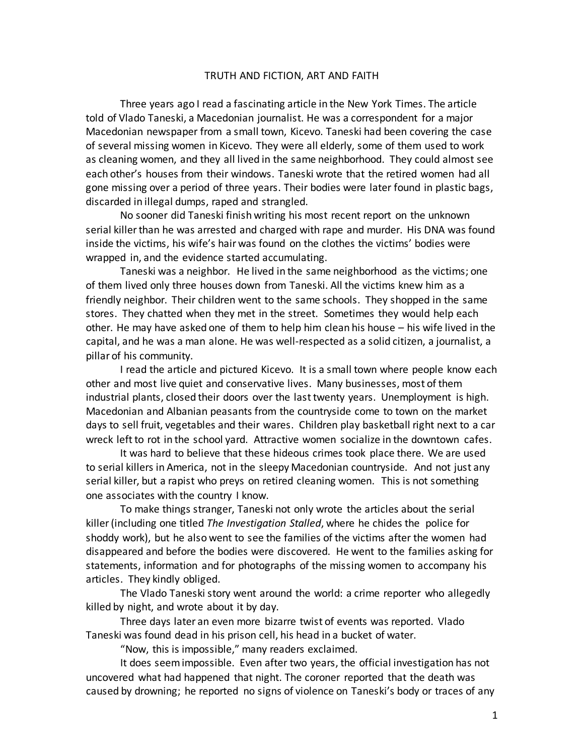# TRUTH AND FICTION, ART AND FAITH

Three years ago I read a fascinating article in the New York Times. The article told of Vlado Taneski, a Macedonian journalist. He was a correspondent for a major Macedonian newspaper from a small town, Kicevo. Taneski had been covering the case of several missing women in Kicevo. They were all elderly, some of them used to work as cleaning women, and they all lived in the same neighborhood. They could almost see each other's houses from their windows. Taneski wrote that the retired women had all gone missing over a period of three years. Their bodies were later found in plastic bags, discarded in illegal dumps, raped and strangled.

No sooner did Taneski finish writing his most recent report on the unknown serial killer than he was arrested and charged with rape and murder. His DNA was found inside the victims, his wife's hair was found on the clothes the victims' bodies were wrapped in, and the evidence started accumulating.

Taneski was a neighbor. He lived in the same neighborhood as the victims; one of them lived only three houses down from Taneski. All the victims knew him as a friendly neighbor. Their children went to the same schools. They shopped in the same stores. They chatted when they met in the street. Sometimes they would help each other. He may have asked one of them to help him clean his house – his wife lived in the capital, and he was a man alone. He was well-respected as a solid citizen, a journalist, a pillar of his community.

I read the article and pictured Kicevo. It is a small town where people know each other and most live quiet and conservative lives. Many businesses, most of them industrial plants, closed their doors over the last twenty years. Unemployment is high. Macedonian and Albanian peasants from the countryside come to town on the market days to sell fruit, vegetables and their wares. Children play basketball right next to a car wreck left to rot in the school yard. Attractive women socialize in the downtown cafes.

It was hard to believe that these hideous crimes took place there. We are used to serial killers in America, not in the sleepy Macedonian countryside. And not just any serial killer, but a rapist who preys on retired cleaning women. This is not something one associates with the country I know.

To make things stranger, Taneski not only wrote the articles about the serial killer (including one titled *The Investigation Stalled*, where he chides the police for shoddy work), but he also went to see the families of the victims after the women had disappeared and before the bodies were discovered. He went to the families asking for statements, information and for photographs of the missing women to accompany his articles. They kindly obliged.

The Vlado Taneski story went around the world: a crime reporter who allegedly killed by night, and wrote about it by day.

Three days later an even more bizarre twist of events was reported. Vlado Taneski was found dead in his prison cell, his head in a bucket of water.

"Now, this is impossible," many readers exclaimed.

It does seem impossible. Even after two years, the official investigation has not uncovered what had happened that night. The coroner reported that the death was caused by drowning; he reported no signs of violence on Taneski's body or traces of any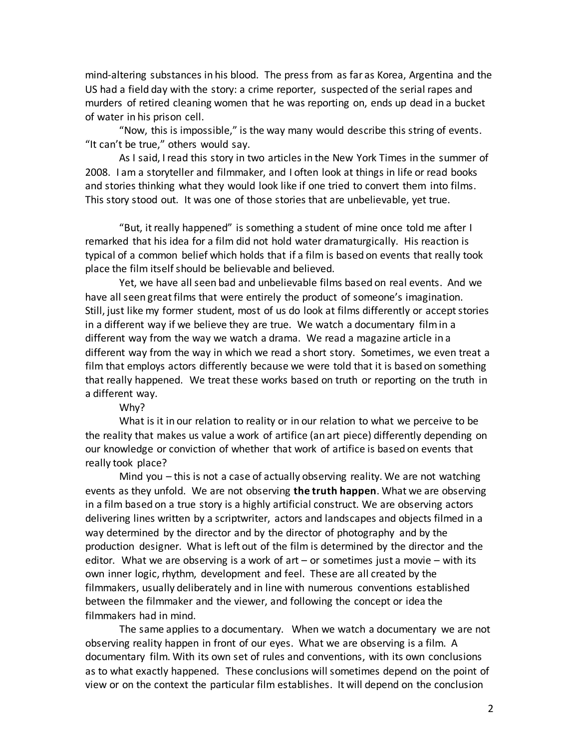mind-altering substances in his blood. The press from as far as Korea, Argentina and the US had a field day with the story: a crime reporter, suspected of the serial rapes and murders of retired cleaning women that he was reporting on, ends up dead in a bucket of water in his prison cell.

"Now, this is impossible," is the way many would describe this string of events. "It can't be true," others would say.

As I said, I read this story in two articles in the New York Times in the summer of 2008. I am a storyteller and filmmaker, and I often look at things in life or read books and stories thinking what they would look like if one tried to convert them into films. This story stood out. It was one of those stories that are unbelievable, yet true.

"But, it really happened" is something a student of mine once told me after I remarked that his idea for a film did not hold water dramaturgically. His reaction is typical of a common belief which holds that if a film is based on events that really took place the film itself should be believable and believed.

Yet, we have all seen bad and unbelievable films based on real events. And we have all seen great films that were entirely the product of someone's imagination. Still, just like my former student, most of us do look at films differently or accept stories in a different way if we believe they are true. We watch a documentary film in a different way from the way we watch a drama. We read a magazine article in a different way from the way in which we read a short story. Sometimes, we even treat a film that employs actors differently because we were told that it is based on something that really happened. We treat these works based on truth or reporting on the truth in a different way.

Why?

What is it in our relation to reality or in our relation to what we perceive to be the reality that makes us value a work of artifice (an art piece) differently depending on our knowledge or conviction of whether that work of artifice is based on events that really took place?

Mind you – this is not a case of actually observing reality. We are not watching events as they unfold. We are not observing **the truth happen**. What we are observing in a film based on a true story is a highly artificial construct. We are observing actors delivering lines written by a scriptwriter, actors and landscapes and objects filmed in a way determined by the director and by the director of photography and by the production designer. What is left out of the film is determined by the director and the editor. What we are observing is a work of art – or sometimes just a movie – with its own inner logic, rhythm, development and feel. These are all created by the filmmakers, usually deliberately and in line with numerous conventions established between the filmmaker and the viewer, and following the concept or idea the filmmakers had in mind.

The same applies to a documentary. When we watch a documentary we are not observing reality happen in front of our eyes. What we are observing is a film. A documentary film. With its own set of rules and conventions, with its own conclusions as to what exactly happened. These conclusions will sometimes depend on the point of view or on the context the particular film establishes. It will depend on the conclusion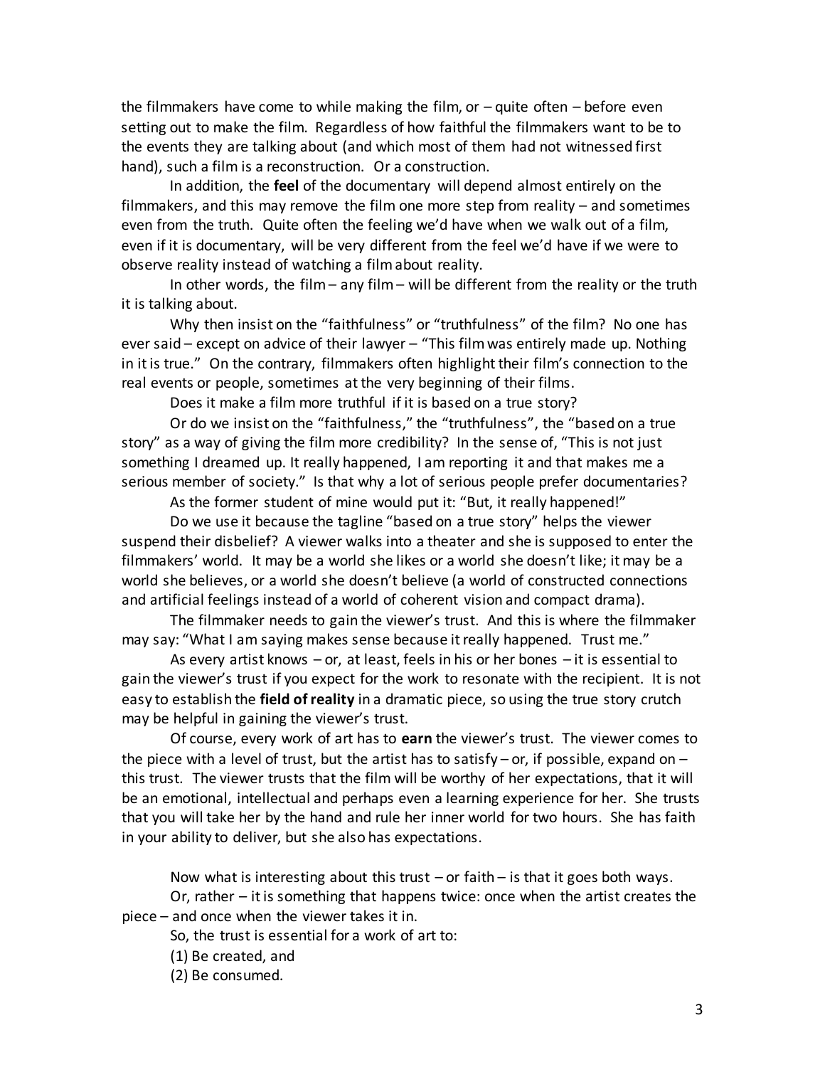the filmmakers have come to while making the film, or – quite often – before even setting out to make the film. Regardless of how faithful the filmmakers want to be to the events they are talking about (and which most of them had not witnessed first hand), such a film is a reconstruction. Or a construction.

In addition, the **feel** of the documentary will depend almost entirely on the filmmakers, and this may remove the film one more step from reality – and sometimes even from the truth. Quite often the feeling we'd have when we walk out of a film, even if it is documentary, will be very different from the feel we'd have if we were to observe reality instead of watching a film about reality.

In other words, the film – any film – will be different from the reality or the truth it is talking about.

Why then insist on the "faithfulness" or "truthfulness" of the film? No one has ever said – except on advice of their lawyer – "This film was entirely made up. Nothing in it is true." On the contrary, filmmakers often highlight their film's connection to the real events or people, sometimes at the very beginning of their films.

Does it make a film more truthful if it is based on a true story?

Or do we insist on the "faithfulness," the "truthfulness", the "based on a true story" as a way of giving the film more credibility? In the sense of, "This is not just something I dreamed up. It really happened, I am reporting it and that makes me a serious member of society." Is that why a lot of serious people prefer documentaries?

As the former student of mine would put it: "But, it really happened!"

Do we use it because the tagline "based on a true story" helps the viewer suspend their disbelief? A viewer walks into a theater and she is supposed to enter the filmmakers' world. It may be a world she likes or a world she doesn't like; it may be a world she believes, or a world she doesn't believe (a world of constructed connections and artificial feelings instead of a world of coherent vision and compact drama).

The filmmaker needs to gain the viewer's trust. And this is where the filmmaker may say: "What I am saying makes sense because it really happened. Trust me."

As every artist knows – or, at least, feels in his or her bones – it is essential to gain the viewer's trust if you expect for the work to resonate with the recipient. It is not easy to establish the **field of reality** in a dramatic piece, so using the true story crutch may be helpful in gaining the viewer's trust.

Of course, every work of art has to **earn** the viewer's trust. The viewer comes to the piece with a level of trust, but the artist has to satisfy – or, if possible, expand on – this trust. The viewer trusts that the film will be worthy of her expectations, that it will be an emotional, intellectual and perhaps even a learning experience for her. She trusts that you will take her by the hand and rule her inner world for two hours. She has faith in your ability to deliver, but she also has expectations.

Now what is interesting about this trust – or faith – is that it goes both ways.

Or, rather – it is something that happens twice: once when the artist creates the piece – and once when the viewer takes it in.

So, the trust is essential for a work of art to:

(1) Be created, and

(2) Be consumed.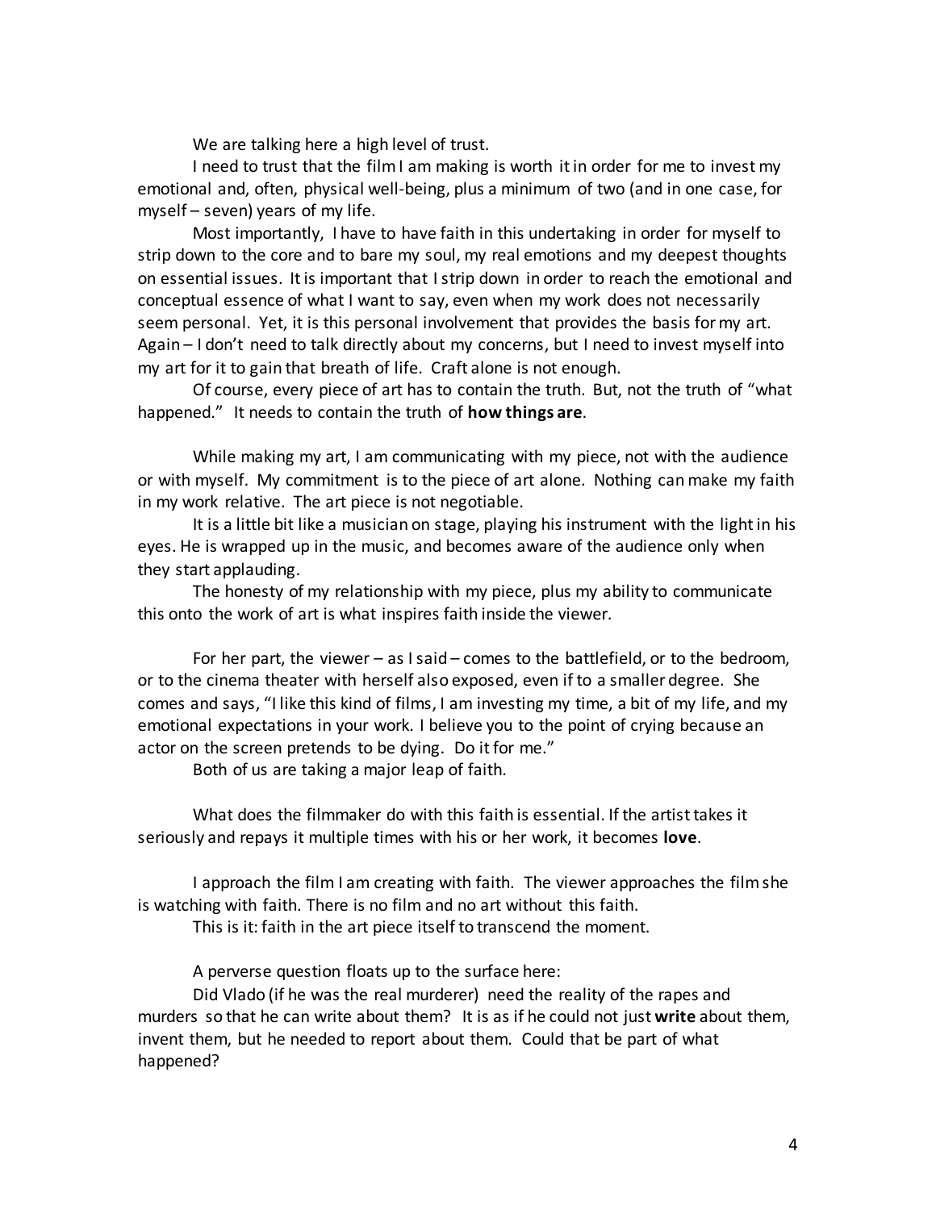We are talking here a high level of trust.

I need to trust that the film I am making is worth it in order for me to invest my emotional and, often, physical well-being, plus a minimum of two (and in one case, for myself – seven) years of my life.

Most importantly, I have to have faith in this undertaking in order for myself to strip down to the core and to bare my soul, my real emotions and my deepest thoughts on essential issues. It is important that I strip down in order to reach the emotional and conceptual essence of what I want to say, even when my work does not necessarily seem personal. Yet, it is this personal involvement that provides the basis for my art. Again – I don't need to talk directly about my concerns, but I need to invest myself into my art for it to gain that breath of life. Craft alone is not enough.

Of course, every piece of art has to contain the truth. But, not the truth of "what happened." It needs to contain the truth of **how things are**.

While making my art, I am communicating with my piece, not with the audience or with myself. My commitment is to the piece of art alone. Nothing can make my faith in my work relative. The art piece is not negotiable.

It is a little bit like a musician on stage, playing his instrument with the light in his eyes. He is wrapped up in the music, and becomes aware of the audience only when they start applauding.

The honesty of my relationship with my piece, plus my ability to communicate this onto the work of art is what inspires faith inside the viewer.

For her part, the viewer – as I said – comes to the battlefield, or to the bedroom, or to the cinema theater with herself also exposed, even if to a smaller degree. She comes and says, "I like this kind of films, I am investing my time, a bit of my life, and my emotional expectations in your work. I believe you to the point of crying because an actor on the screen pretends to be dying. Do it for me."

Both of us are taking a major leap of faith.

What does the filmmaker do with this faith is essential. If the artist takes it seriously and repays it multiple times with his or her work, it becomes **love**.

I approach the film I am creating with faith. The viewer approaches the film she is watching with faith. There is no film and no art without this faith.

This is it: faith in the art piece itself to transcend the moment.

A perverse question floats up to the surface here:

Did Vlado (if he was the real murderer) need the reality of the rapes and murders so that he can write about them? It is as if he could not just **write** about them, invent them, but he needed to report about them. Could that be part of what happened?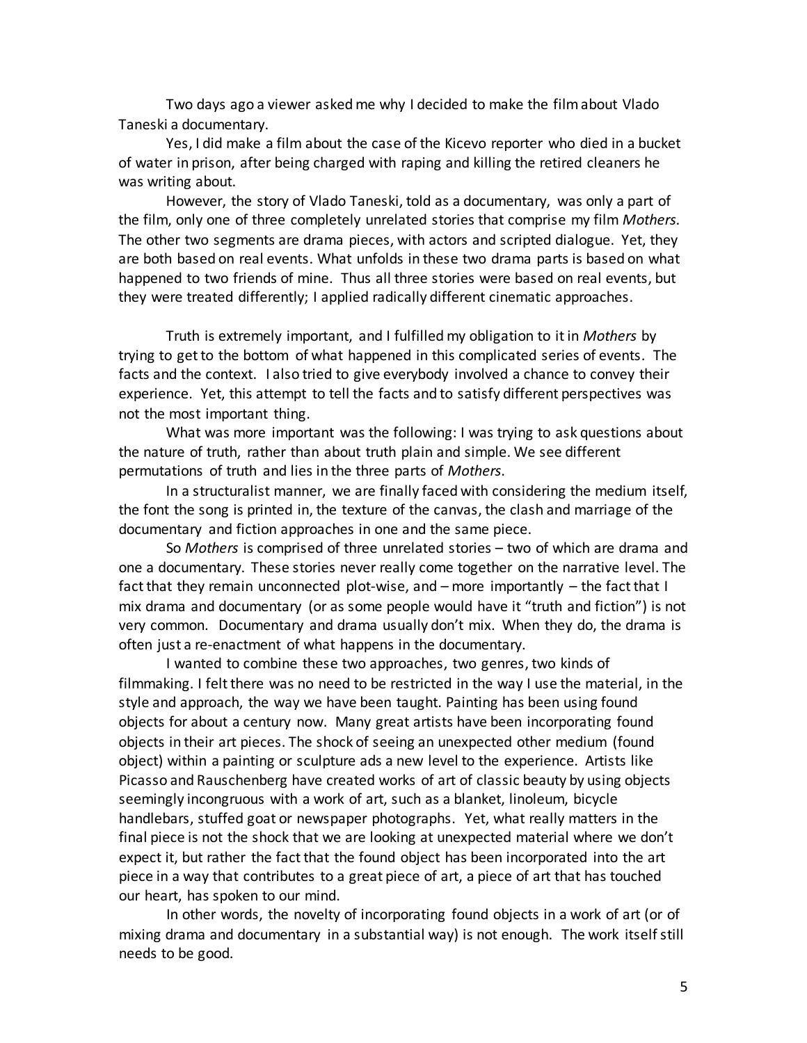Two days ago a viewer asked me why I decided to make the film about Vlado Taneski a documentary.

Yes, I did make a film about the case of the Kicevo reporter who died in a bucket of water in prison, after being charged with raping and killing the retired cleaners he was writing about.

However, the story of Vlado Taneski, told as a documentary, was only a part of the film, only one of three completely unrelated stories that comprise my film *Mothers*. The other two segments are drama pieces, with actors and scripted dialogue. Yet, they are both based on real events. What unfolds in these two drama parts is based on what happened to two friends of mine. Thus all three stories were based on real events, but they were treated differently; I applied radically different cinematic approaches.

Truth is extremely important, and I fulfilled my obligation to it in *Mothers* by trying to get to the bottom of what happened in this complicated series of events. The facts and the context. I also tried to give everybody involved a chance to convey their experience. Yet, this attempt to tell the facts and to satisfy different perspectives was not the most important thing.

What was more important was the following: I was trying to ask questions about the nature of truth, rather than about truth plain and simple. We see different permutations of truth and lies in the three parts of *Mothers*.

In a structuralist manner, we are finally faced with considering the medium itself, the font the song is printed in, the texture of the canvas, the clash and marriage of the documentary and fiction approaches in one and the same piece.

So *Mothers* is comprised of three unrelated stories – two of which are drama and one a documentary. These stories never really come together on the narrative level. The fact that they remain unconnected plot-wise, and – more importantly – the fact that I mix drama and documentary (or as some people would have it "truth and fiction") is not very common. Documentary and drama usually don't mix. When they do, the drama is often just a re-enactment of what happens in the documentary.

I wanted to combine these two approaches, two genres, two kinds of filmmaking. I felt there was no need to be restricted in the way I use the material, in the style and approach, the way we have been taught. Painting has been using found objects for about a century now. Many great artists have been incorporating found objects in their art pieces. The shock of seeing an unexpected other medium (found object) within a painting or sculpture ads a new level to the experience. Artists like Picasso and Rauschenberg have created works of art of classic beauty by using objects seemingly incongruous with a work of art, such as a blanket, linoleum, bicycle handlebars, stuffed goat or newspaper photographs. Yet, what really matters in the final piece is not the shock that we are looking at unexpected material where we don't expect it, but rather the fact that the found object has been incorporated into the art piece in a way that contributes to a great piece of art, a piece of art that has touched our heart, has spoken to our mind.

In other words, the novelty of incorporating found objects in a work of art (or of mixing drama and documentary in a substantial way) is not enough. The work itself still needs to be good.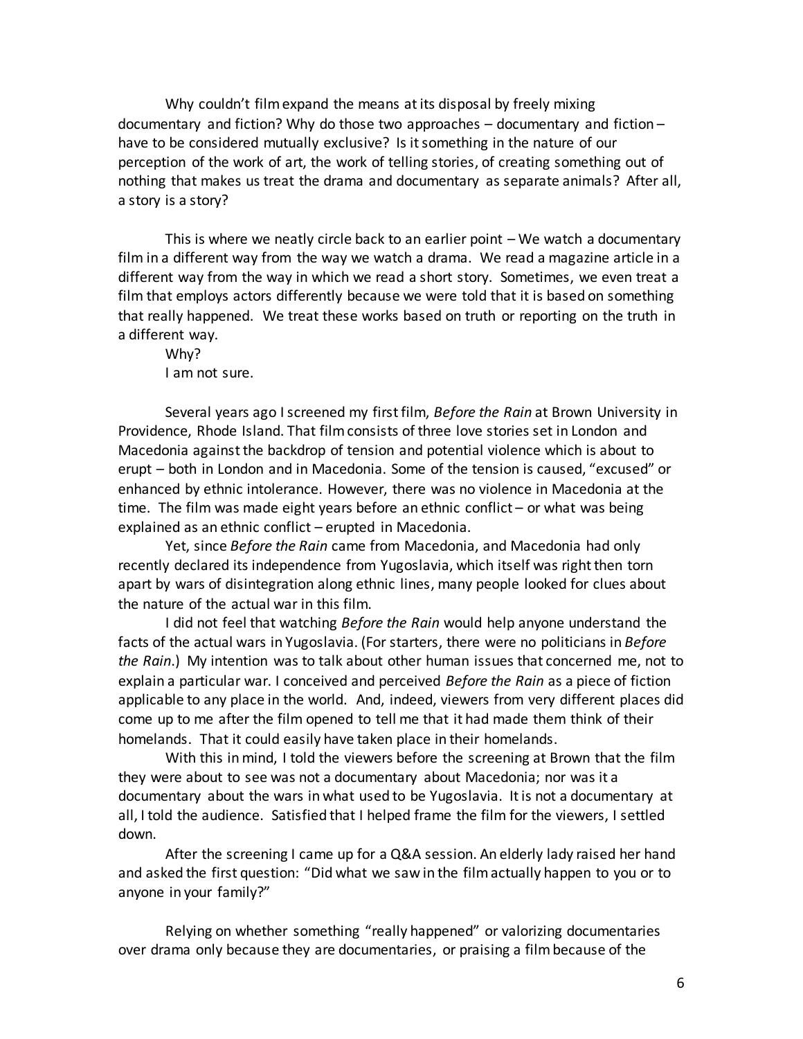Why couldn't film expand the means at its disposal by freely mixing documentary and fiction? Why do those two approaches – documentary and fiction – have to be considered mutually exclusive? Is it something in the nature of our perception of the work of art, the work of telling stories, of creating something out of nothing that makes us treat the drama and documentary as separate animals? After all, a story is a story?

This is where we neatly circle back to an earlier point – We watch a documentary film in a different way from the way we watch a drama. We read a magazine article in a different way from the way in which we read a short story. Sometimes, we even treat a film that employs actors differently because we were told that it is based on something that really happened. We treat these works based on truth or reporting on the truth in a different way.

Why?

I am not sure.

Several years ago I screened my first film, *Before the Rain* at Brown University in Providence, Rhode Island. That film consists of three love stories set in London and Macedonia against the backdrop of tension and potential violence which is about to erupt – both in London and in Macedonia. Some of the tension is caused, "excused" or enhanced by ethnic intolerance. However, there was no violence in Macedonia at the time. The film was made eight years before an ethnic conflict – or what was being explained as an ethnic conflict – erupted in Macedonia.

Yet, since *Before the Rain* came from Macedonia, and Macedonia had only recently declared its independence from Yugoslavia, which itself was right then torn apart by wars of disintegration along ethnic lines, many people looked for clues about the nature of the actual war in this film.

I did not feel that watching *Before the Rain* would help anyone understand the facts of the actual wars in Yugoslavia. (For starters, there were no politicians in *Before the Rain*.) My intention was to talk about other human issues that concerned me, not to explain a particular war. I conceived and perceived *Before the Rain* as a piece of fiction applicable to any place in the world. And, indeed, viewers from very different places did come up to me after the film opened to tell me that it had made them think of their homelands. That it could easily have taken place in their homelands.

With this in mind, I told the viewers before the screening at Brown that the film they were about to see was not a documentary about Macedonia; nor was it a documentary about the wars in what used to be Yugoslavia. It is not a documentary at all, I told the audience. Satisfied that I helped frame the film for the viewers, I settled down.

After the screening I came up for a Q&A session. An elderly lady raised her hand and asked the first question: "Did what we saw in the film actually happen to you or to anyone in your family?"

Relying on whether something "really happened" or valorizing documentaries over drama only because they are documentaries, or praising a film because of the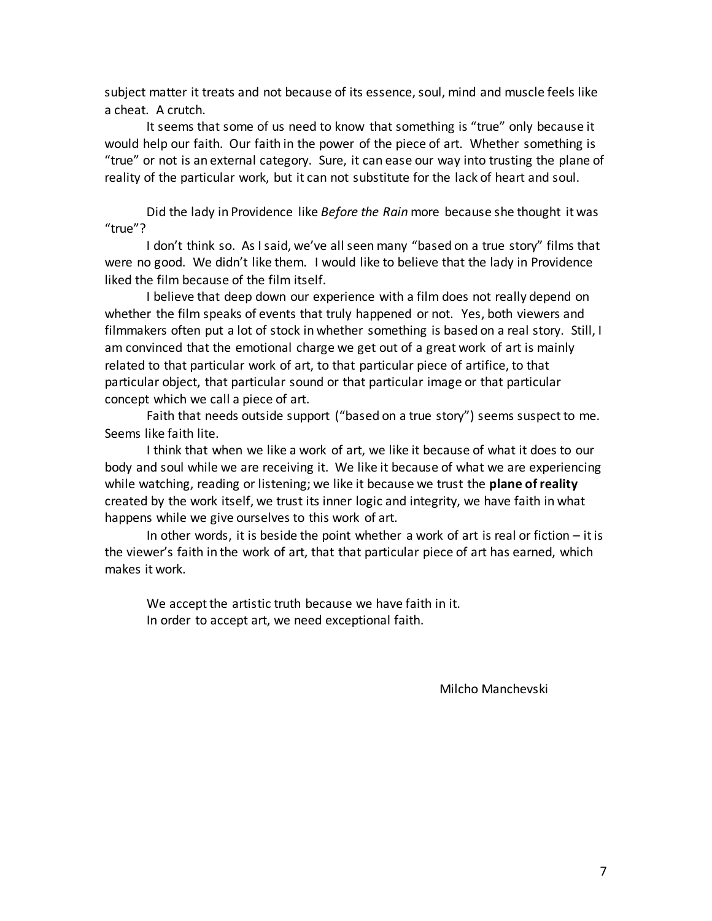subject matter it treats and not because of its essence, soul, mind and muscle feels like a cheat. A crutch.

It seems that some of us need to know that something is "true" only because it would help our faith. Our faith in the power of the piece of art. Whether something is "true" or not is an external category. Sure, it can ease our way into trusting the plane of reality of the particular work, but it can not substitute for the lack of heart and soul.

Did the lady in Providence like *Before the Rain* more because she thought it was "true"?

I don't think so. As I said, we've all seen many "based on a true story" films that were no good. We didn't like them. I would like to believe that the lady in Providence liked the film because of the film itself.

I believe that deep down our experience with a film does not really depend on whether the film speaks of events that truly happened or not. Yes, both viewers and filmmakers often put a lot of stock in whether something is based on a real story. Still, I am convinced that the emotional charge we get out of a great work of art is mainly related to that particular work of art, to that particular piece of artifice, to that particular object, that particular sound or that particular image or that particular concept which we call a piece of art.

Faith that needs outside support ("based on a true story") seems suspect to me. Seems like faith lite.

I think that when we like a work of art, we like it because of what it does to our body and soul while we are receiving it. We like it because of what we are experiencing while watching, reading or listening; we like it because we trust the **plane of reality** created by the work itself, we trust its inner logic and integrity, we have faith in what happens while we give ourselves to this work of art.

In other words, it is beside the point whether a work of art is real or fiction – it is the viewer's faith in the work of art, that that particular piece of art has earned, which makes it work.

We accept the artistic truth because we have faith in it.
In order to accept art, we need exceptional faith.

Milcho Manchevski